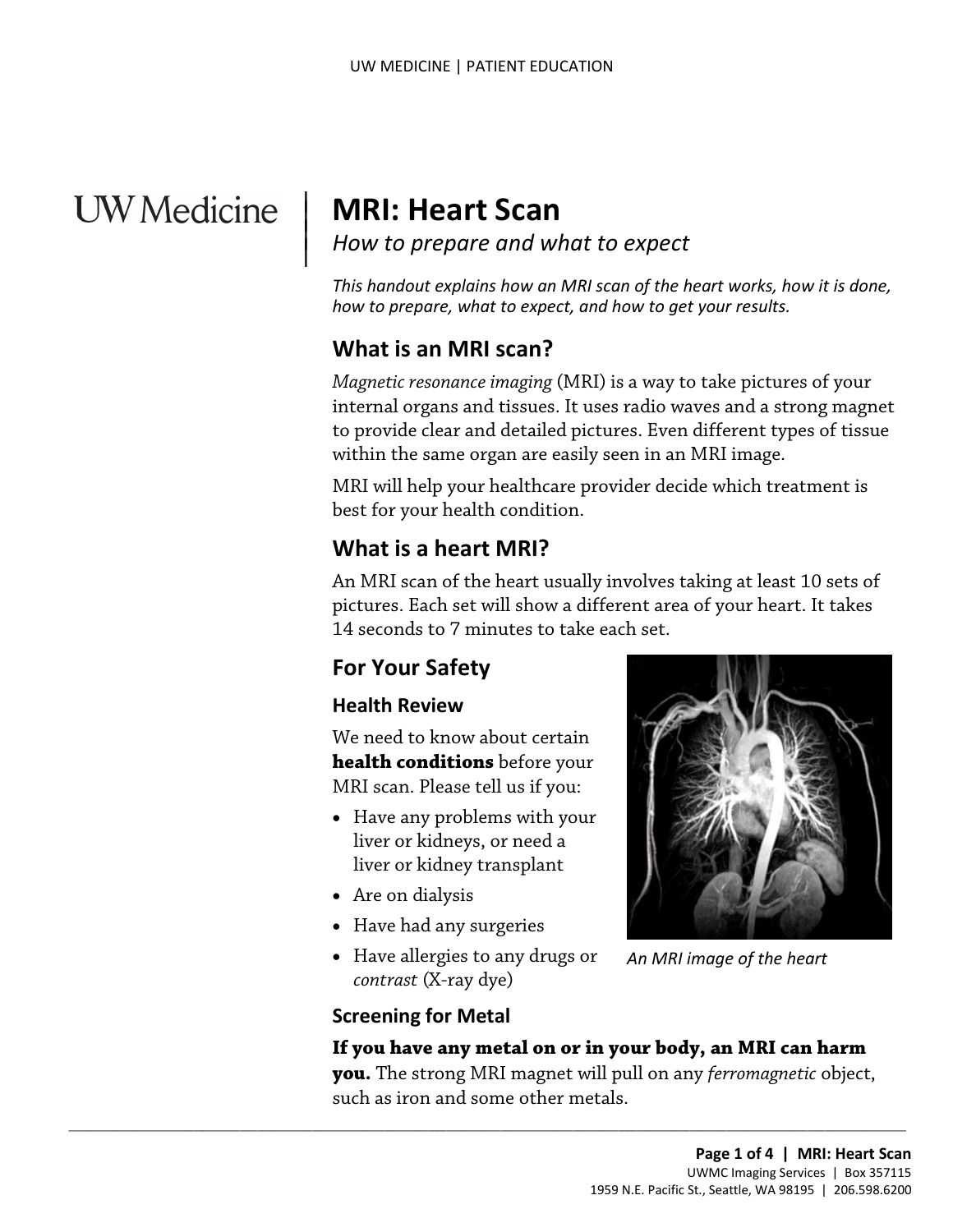# MRI: Heart Scan

*How to prepare and what to expect*

*This handout explains how an MRI scan of the heart works, how it is done, how to prepare, what to expect, and how to get your results.*

## What is an MRI scan?

*Magnetic resonance imaging* (MRI) is a way to take pictures of your internal organs and tissues. It uses radio waves and a strong magnet to provide clear and detailed pictures. Even different types of tissue within the same organ are easily seen in an MRI image.

MRI will help your healthcare provider decide which treatment is best for your health condition.

## What is a heart MRI?

An MRI scan of the heart usually involves taking at least 10 sets of pictures. Each set will show a different area of your heart. It takes 14 seconds to 7 minutes to take each set.

## For Your Safety

### Health Review

We need to know about certain **health conditions** before your MRI scan. Please tell us if you:

- Have any problems with your liver or kidneys, or need a liver or kidney transplant
- Are on dialysis
- Have had any surgeries
- Have allergies to any drugs or *contrast* (X-ray dye)

*An MRI image of the heart*

### Screening for Metal

**If you have any metal on or in your body, an MRI can harm you.** The strong MRI magnet will pull on any *ferromagnetic* object, such as iron and some other metals.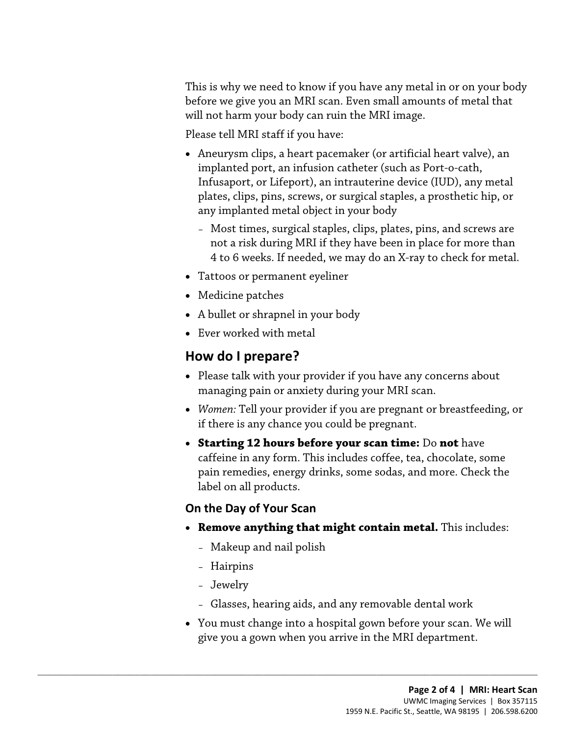This is why we need to know if you have any metal in or on your body before we give you an MRI scan. Even small amounts of metal that will not harm your body can ruin the MRI image.

Please tell MRI staff if you have:

- Aneurysm clips, a heart pacemaker (or artificial heart valve), an implanted port, an infusion catheter (such as Port-o-cath, Infusaport, or Lifeport), an intrauterine device (IUD), any metal plates, clips, pins, screws, or surgical staples, a prosthetic hip, or any implanted metal object in your body
  - Most times, surgical staples, clips, plates, pins, and screws are not a risk during MRI if they have been in place for more than 4 to 6 weeks. If needed, we may do an X-ray to check for metal.
- Tattoos or permanent eyeliner
- Medicine patches
- A bullet or shrapnel in your body
- Ever worked with metal

## How do I prepare?

- Please talk with your provider if you have any concerns about managing pain or anxiety during your MRI scan.
- *Women:* Tell your provider if you are pregnant or breastfeeding, or if there is any chance you could be pregnant.
- **Starting 12 hours before your scan time:** Do **not** have caffeine in any form. This includes coffee, tea, chocolate, some pain remedies, energy drinks, some sodas, and more. Check the label on all products.

### On the Day of Your Scan

- **Remove anything that might contain metal.** This includes:
  - Makeup and nail polish
  - Hairpins
  - Jewelry
  - Glasses, hearing aids, and any removable dental work
- You must change into a hospital gown before your scan. We will give you a gown when you arrive in the MRI department.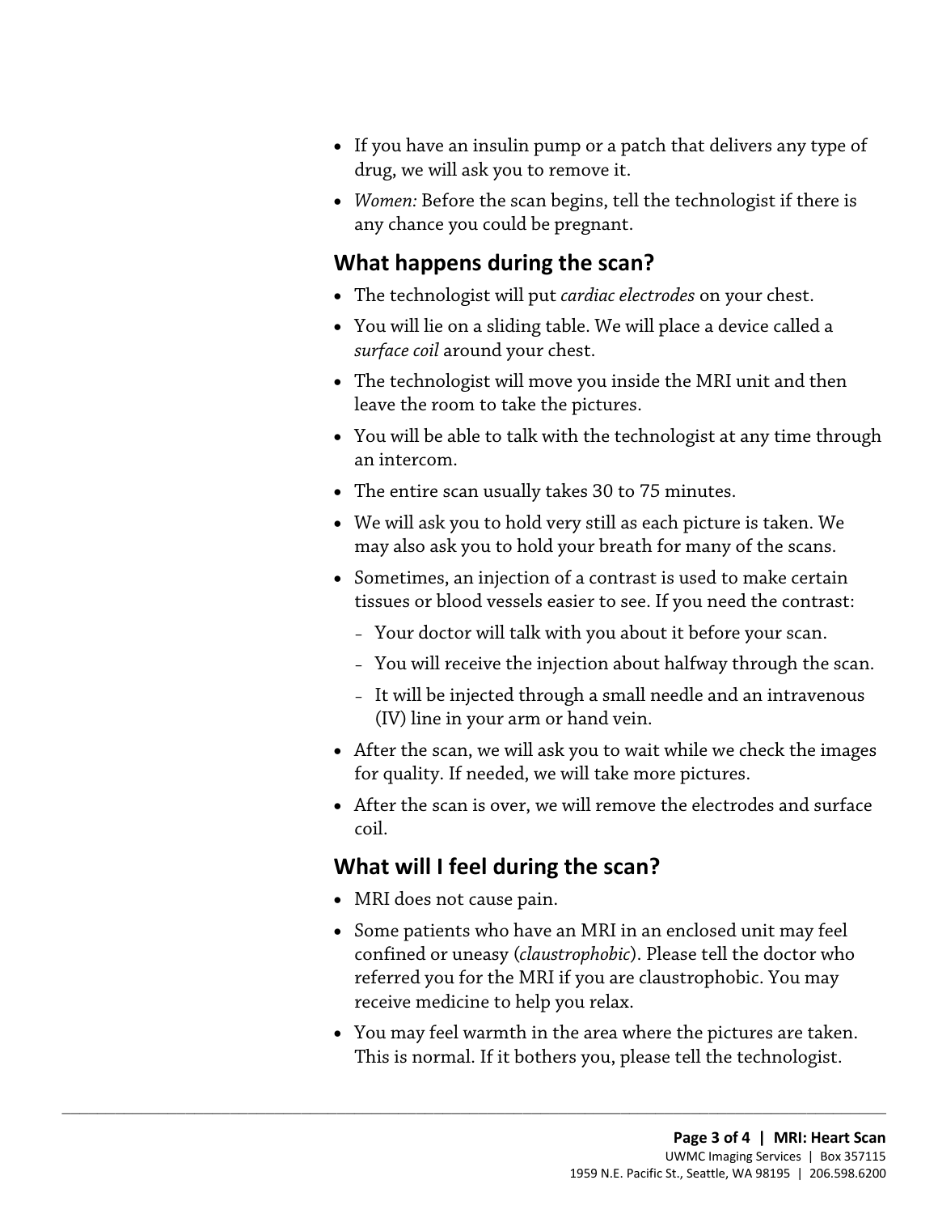- If you have an insulin pump or a patch that delivers any type of drug, we will ask you to remove it.
- *Women:* Before the scan begins, tell the technologist if there is any chance you could be pregnant.

## What happens during the scan?

- The technologist will put *cardiac electrodes* on your chest.
- You will lie on a sliding table. We will place a device called a *surface coil* around your chest.
- The technologist will move you inside the MRI unit and then leave the room to take the pictures.
- You will be able to talk with the technologist at any time through an intercom.
- The entire scan usually takes 30 to 75 minutes.
- We will ask you to hold very still as each picture is taken. We may also ask you to hold your breath for many of the scans.
- Sometimes, an injection of a contrast is used to make certain tissues or blood vessels easier to see. If you need the contrast:
  - Your doctor will talk with you about it before your scan.
  - You will receive the injection about halfway through the scan.
  - It will be injected through a small needle and an intravenous (IV) line in your arm or hand vein.
- After the scan, we will ask you to wait while we check the images for quality. If needed, we will take more pictures.
- After the scan is over, we will remove the electrodes and surface coil.

## What will I feel during the scan?

- MRI does not cause pain.
- Some patients who have an MRI in an enclosed unit may feel confined or uneasy (*claustrophobic*). Please tell the doctor who referred you for the MRI if you are claustrophobic. You may receive medicine to help you relax.
- You may feel warmth in the area where the pictures are taken. This is normal. If it bothers you, please tell the technologist.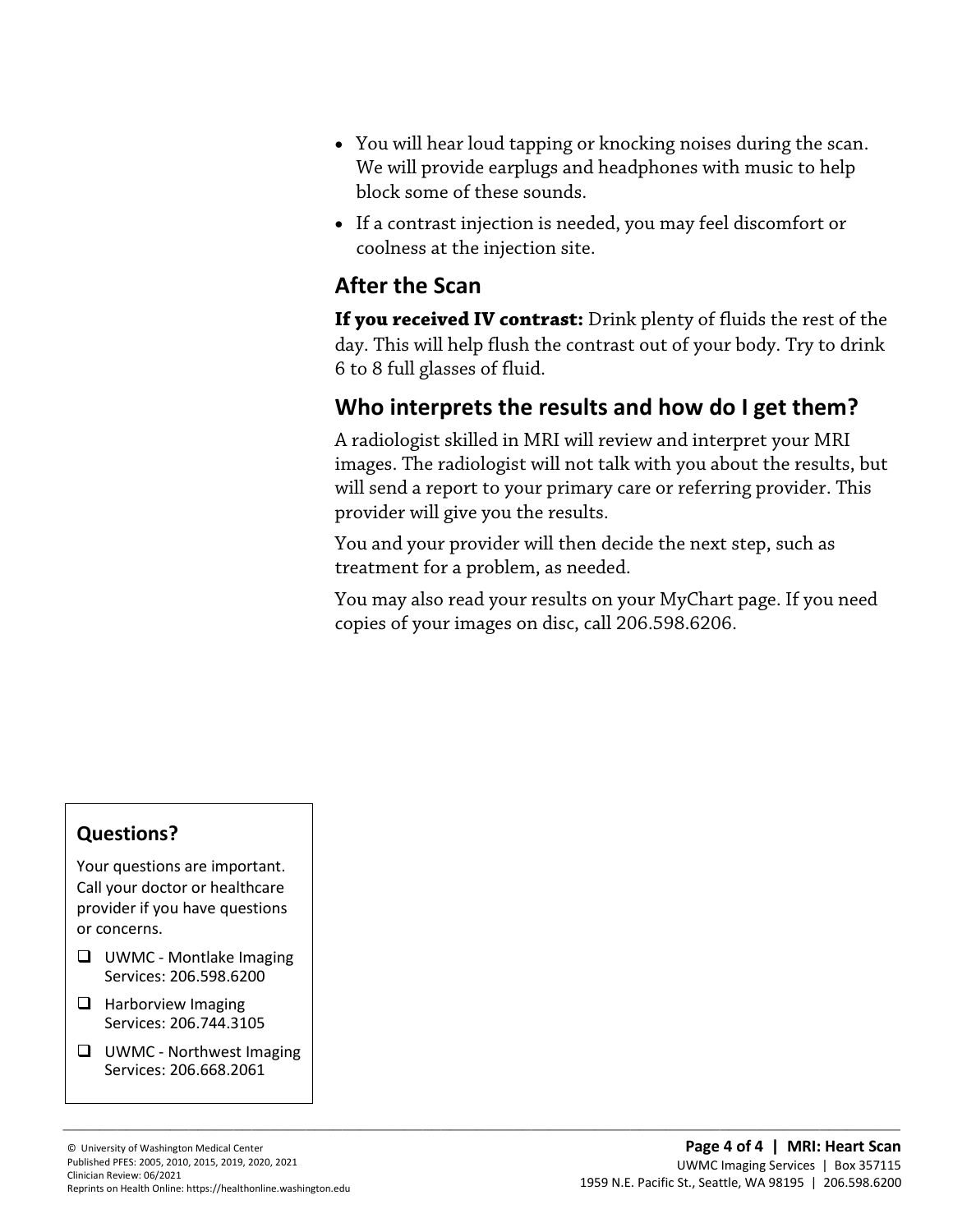- You will hear loud tapping or knocking noises during the scan. We will provide earplugs and headphones with music to help block some of these sounds.
- If a contrast injection is needed, you may feel discomfort or coolness at the injection site.

## After the Scan

**If you received IV contrast:** Drink plenty of fluids the rest of the day. This will help flush the contrast out of your body. Try to drink 6 to 8 full glasses of fluid.

## Who interprets the results and how do I get them?

A radiologist skilled in MRI will review and interpret your MRI images. The radiologist will not talk with you about the results, but will send a report to your primary care or referring provider. This provider will give you the results.

You and your provider will then decide the next step, such as treatment for a problem, as needed.

You may also read your results on your MyChart page. If you need copies of your images on disc, call 206.598.6206.

### Questions?

Your questions are important. Call your doctor or healthcare provider if you have questions or concerns.

- ❑ UWMC - Montlake Imaging Services: 206.598.6200
- ❑ Harborview Imaging Services: 206.744.3105
- ❑ UWMC - Northwest Imaging Services: 206.668.2061

© University of Washington Medical Center
Published PFES: 2005, 2010, 2015, 2019, 2020, 2021
Clinician Review: 06/2021
Reprints on Health Online: https://healthonline.washington.edu

UWMC Imaging Services | Box 357115
1959 N.E. Pacific St., Seattle, WA 98195 | 206.598.6200